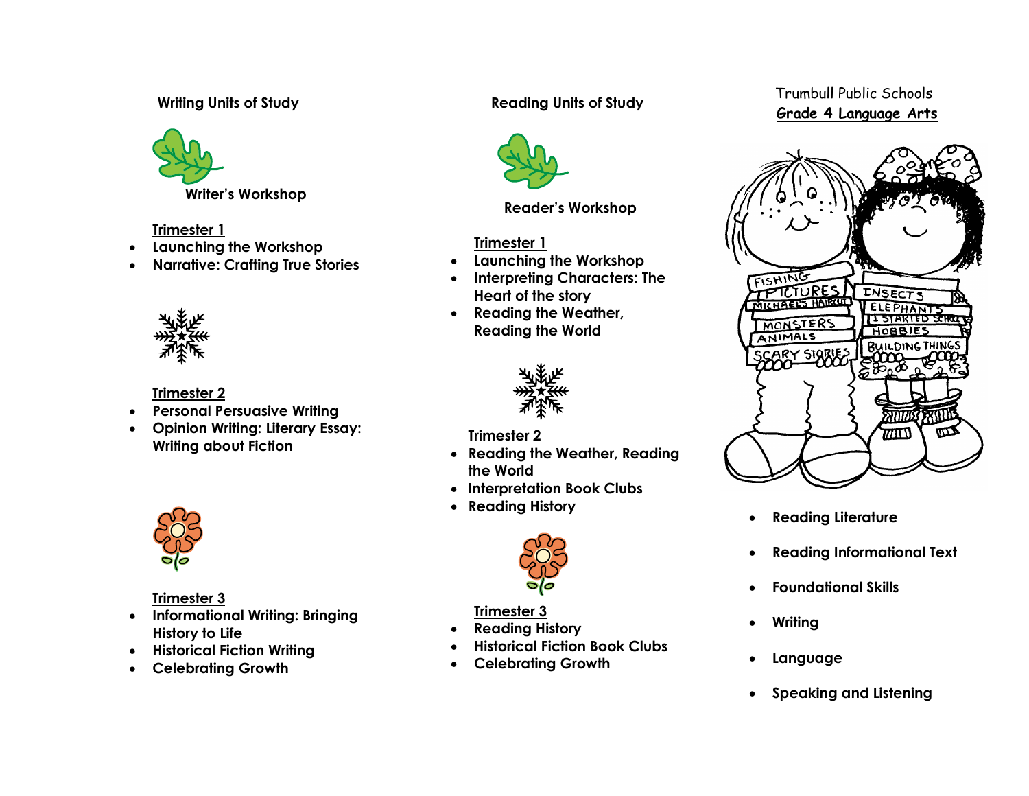## Writing Units of Study

### Writer's Workshop

**Trimester 1**

- **Launching the Workshop**
- **Narrative: Crafting True Stories**

**Trimester 2**

- **Personal Persuasive Writing**
- **Opinion Writing: Literary Essay: Writing about Fiction**

**Trimester 3**

- **Informational Writing: Bringing History to Life**
- **Historical Fiction Writing**
- **Celebrating Growth**

## Reading Units of Study

### Reader's Workshop

**Trimester 1**

- **Launching the Workshop**
- **Interpreting Characters: The Heart of the story**
- **Reading the Weather, Reading the World**

**Trimester 2**

- **Reading the Weather, Reading the World**
- **Interpretation Book Clubs**
- **Reading History**

**Trimester 3**

- **Reading History**
- **Historical Fiction Book Clubs**
- **Celebrating Growth**

Trumbull Public Schools

# Grade 4 Language Arts

- **Reading Literature**
- **Reading Informational Text**
- **Foundational Skills**
- **Writing**
- **Language**
- **Speaking and Listening**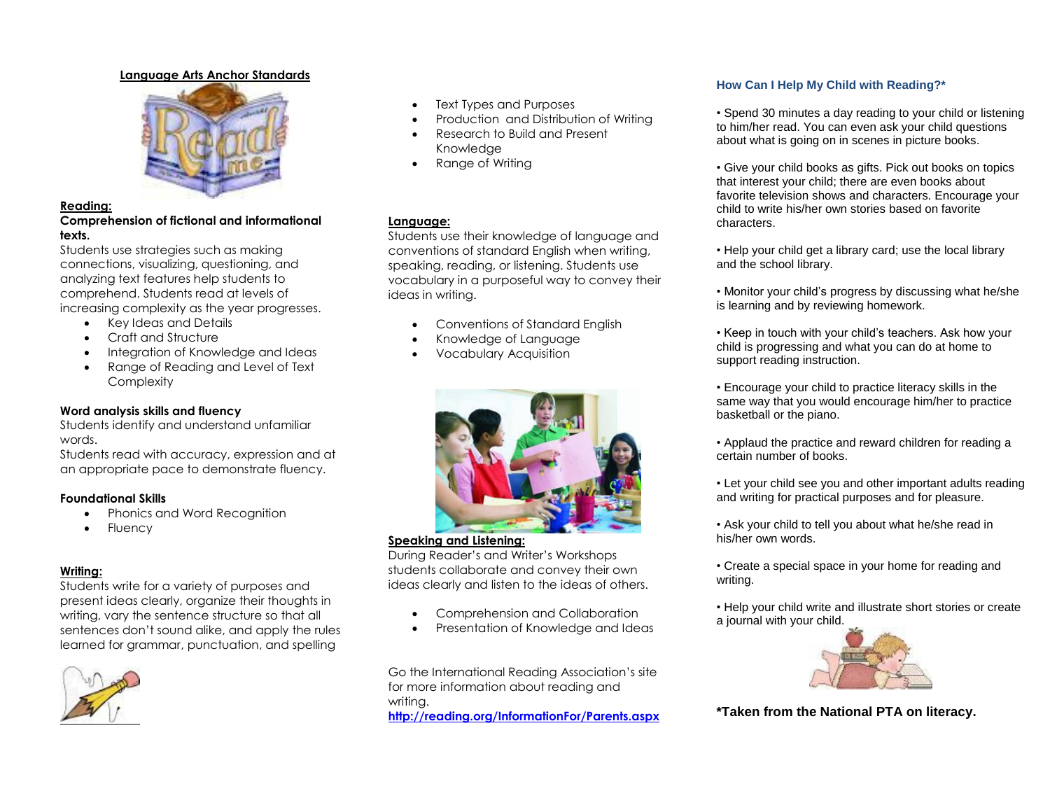## Language Arts Anchor Standards

**Reading:**

**Comprehension of fictional and informational texts.**

Students use strategies such as making connections, visualizing, questioning, and analyzing text features help students to comprehend. Students read at levels of increasing complexity as the year progresses.

- Key Ideas and Details
- Craft and Structure
- Integration of Knowledge and Ideas
- Range of Reading and Level of Text Complexity

**Word analysis skills and fluency**

Students identify and understand unfamiliar words.

Students read with accuracy, expression and at an appropriate pace to demonstrate fluency.

**Foundational Skills**

- Phonics and Word Recognition
- Fluency

**Writing:**

Students write for a variety of purposes and present ideas clearly, organize their thoughts in writing, vary the sentence structure so that all sentences don't sound alike, and apply the rules learned for grammar, punctuation, and spelling

- Text Types and Purposes
- Production and Distribution of Writing
- Research to Build and Present Knowledge
- Range of Writing

**Language:**

Students use their knowledge of language and conventions of standard English when writing, speaking, reading, or listening. Students use vocabulary in a purposeful way to convey their ideas in writing.

- Conventions of Standard English
- Knowledge of Language
- Vocabulary Acquisition

**Speaking and Listening:**

During Reader's and Writer's Workshops students collaborate and convey their own ideas clearly and listen to the ideas of others.

- Comprehension and Collaboration
- Presentation of Knowledge and Ideas

Go the International Reading Association's site for more information about reading and writing.

**http://reading.org/InformationFor/Parents.aspx**

### How Can I Help My Child with Reading?*

• Spend 30 minutes a day reading to your child or listening to him/her read. You can even ask your child questions about what is going on in scenes in picture books.

• Give your child books as gifts. Pick out books on topics that interest your child; there are even books about favorite television shows and characters. Encourage your child to write his/her own stories based on favorite characters.

• Help your child get a library card; use the local library and the school library.

• Monitor your child's progress by discussing what he/she is learning and by reviewing homework.

• Keep in touch with your child's teachers. Ask how your child is progressing and what you can do at home to support reading instruction.

• Encourage your child to practice literacy skills in the same way that you would encourage him/her to practice basketball or the piano.

• Applaud the practice and reward children for reading a certain number of books.

• Let your child see you and other important adults reading and writing for practical purposes and for pleasure.

• Ask your child to tell you about what he/she read in his/her own words.

• Create a special space in your home for reading and writing.

• Help your child write and illustrate short stories or create a journal with your child.

**\*Taken from the National PTA on literacy.**